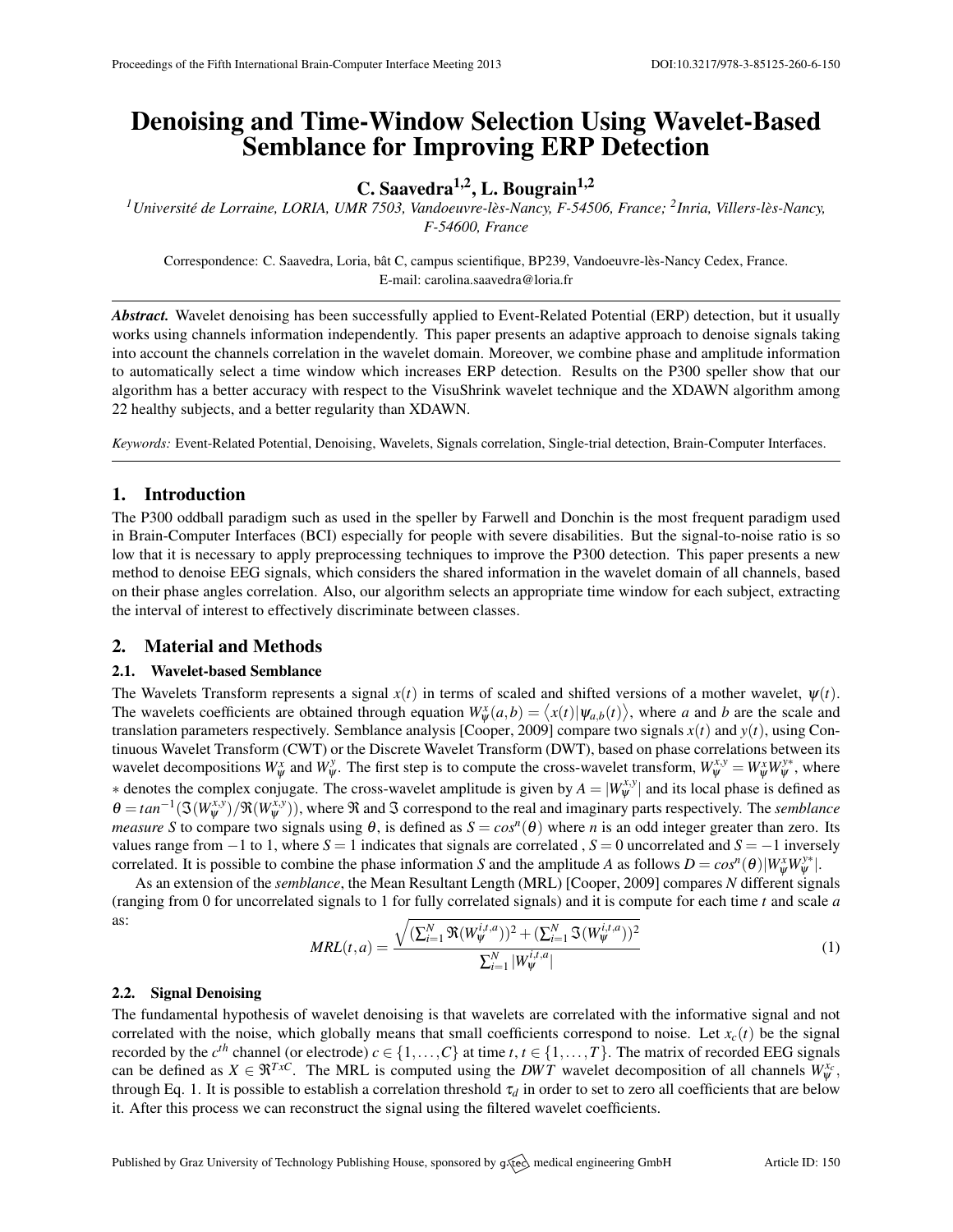# Denoising and Time-Window Selection Using Wavelet-Based Semblance for Improving ERP Detection

**C. Saavedra[1,2], L. Bougrain[1,2]**

*[1]Université de Lorraine, LORIA, UMR 7503, Vandoeuvre-lès-Nancy, F-54506, France; [2]Inria, Villers-lès-Nancy, F-54600, France*

Correspondence: C. Saavedra, Loria, bât C, campus scientifique, BP239, Vandoeuvre-lès-Nancy Cedex, France. E-mail: carolina.saavedra@loria.fr

***Abstract.*** Wavelet denoising has been successfully applied to Event-Related Potential (ERP) detection, but it usually works using channels information independently. This paper presents an adaptive approach to denoise signals taking into account the channels correlation in the wavelet domain. Moreover, we combine phase and amplitude information to automatically select a time window which increases ERP detection. Results on the P300 speller show that our algorithm has a better accuracy with respect to the VisuShrink wavelet technique and the XDAWN algorithm among 22 healthy subjects, and a better regularity than XDAWN.

*Keywords:* Event-Related Potential, Denoising, Wavelets, Signals correlation, Single-trial detection, Brain-Computer Interfaces.

## 1. Introduction

The P300 oddball paradigm such as used in the speller by Farwell and Donchin is the most frequent paradigm used in Brain-Computer Interfaces (BCI) especially for people with severe disabilities. But the signal-to-noise ratio is so low that it is necessary to apply preprocessing techniques to improve the P300 detection. This paper presents a new method to denoise EEG signals, which considers the shared information in the wavelet domain of all channels, based on their phase angles correlation. Also, our algorithm selects an appropriate time window for each subject, extracting the interval of interest to effectively discriminate between classes.

## 2. Material and Methods

### 2.1. Wavelet-based Semblance

The Wavelets Transform represents a signal $x(t)$ in terms of scaled and shifted versions of a mother wavelet, $\psi(t)$. The wavelets coefficients are obtained through equation $W_\psi^x(a,b) = \langle x(t)|\psi_{a,b}(t)\rangle$, where $a$ and $b$ are the scale and translation parameters respectively. Semblance analysis [Cooper, 2009] compare two signals $x(t)$ and $y(t)$, using Continuous Wavelet Transform (CWT) or the Discrete Wavelet Transform (DWT), based on phase correlations between its wavelet decompositions $W_\psi^x$ and $W_\psi^y$. The first step is to compute the cross-wavelet transform, $W_\psi^{x,y} = W_\psi^x W_\psi^{y*}$, where $*$ denotes the complex conjugate. The cross-wavelet amplitude is given by $A = |W_\psi^{x,y}|$ and its local phase is defined as $\theta = tan^{-1}(\Im(W_\psi^{x,y})/\Re(W_\psi^{x,y}))$, where $\Re$ and $\Im$ correspond to the real and imaginary parts respectively. The *semblance measure S* to compare two signals using $\theta$, is defined as $S = cos^n(\theta)$ where $n$ is an odd integer greater than zero. Its values range from $-1$ to 1, where $S = 1$ indicates that signals are correlated , $S = 0$ uncorrelated and $S = -1$ inversely correlated. It is possible to combine the phase information $S$ and the amplitude $A$ as follows $D = cos^n(\theta)|W_\psi^x W_\psi^{y*}|$.

As an extension of the *semblance*, the Mean Resultant Length (MRL) [Cooper, 2009] compares $N$ different signals (ranging from 0 for uncorrelated signals to 1 for fully correlated signals) and it is compute for each time $t$ and scale $a$ as:

$$MRL(t,a) = \frac{\sqrt{(\sum_{i=1}^{N} \Re(W_\psi^{i,t,a}))^2 + (\sum_{i=1}^{N} \Im(W_\psi^{i,t,a}))^2}}{\sum_{i=1}^{N} |W_\psi^{i,t,a}|} \quad (1)$$

### 2.2. Signal Denoising

The fundamental hypothesis of wavelet denoising is that wavelets are correlated with the informative signal and not correlated with the noise, which globally means that small coefficients correspond to noise. Let $x_c(t)$ be the signal recorded by the $c^{th}$ channel (or electrode) $c \in \{1,\ldots,C\}$ at time $t$, $t \in \{1,\ldots,T\}$. The matrix of recorded EEG signals can be defined as $X \in \Re^{TxC}$. The MRL is computed using the *DWT* wavelet decomposition of all channels $W_\psi^{x_c}$, through Eq. 1. It is possible to establish a correlation threshold $\tau_d$ in order to set to zero all coefficients that are below it. After this process we can reconstruct the signal using the filtered wavelet coefficients.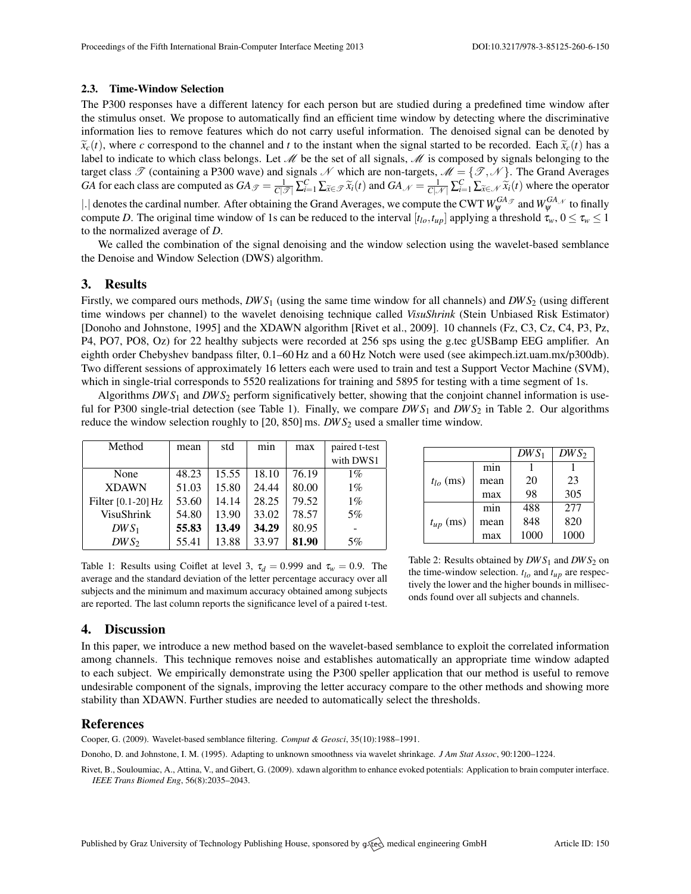### 2.3. Time-Window Selection

The P300 responses have a different latency for each person but are studied during a predefined time window after the stimulus onset. We propose to automatically find an efficient time window by detecting where the discriminative information lies to remove features which do not carry useful information. The denoised signal can be denoted by $\widetilde{x}_c(t)$, where $c$ correspond to the channel and $t$ to the instant when the signal started to be recorded. Each $\widetilde{x}_c(t)$ has a label to indicate to which class belongs. Let $\mathscr{M}$ be the set of all signals, $\mathscr{M}$ is composed by signals belonging to the target class $\mathscr{T}$ (containing a P300 wave) and signals $\mathscr{N}$ which are non-targets, $\mathscr{M} = \{\mathscr{T}, \mathscr{N}\}$. The Grand Averages $GA$ for each class are computed as $GA_{\mathscr{T}} = \frac{1}{C|\mathscr{T}|}\sum_{i=1}^{C}\sum_{\widetilde{x}\in\mathscr{T}}\widetilde{x}_i(t)$ and $GA_{\mathscr{N}} = \frac{1}{C|\mathscr{N}|}\sum_{i=1}^{C}\sum_{\widetilde{x}\in\mathscr{N}}\widetilde{x}_i(t)$ where the operator $|.|$ denotes the cardinal number. After obtaining the Grand Averages, we compute the CWT $W_{\psi}^{GA_{\mathscr{T}}}$ and $W_{\psi}^{GA_{\mathscr{N}}}$ to finally compute $D$. The original time window of 1s can be reduced to the interval $[t_{lo}, t_{up}]$ applying a threshold $\tau_w$, $0 \leq \tau_w \leq 1$ to the normalized average of $D$.

We called the combination of the signal denoising and the window selection using the wavelet-based semblance the Denoise and Window Selection (DWS) algorithm.

## 3. Results

Firstly, we compared ours methods, $DWS_1$ (using the same time window for all channels) and $DWS_2$ (using different time windows per channel) to the wavelet denoising technique called *VisuShrink* (Stein Unbiased Risk Estimator) [Donoho and Johnstone, 1995] and the XDAWN algorithm [Rivet et al., 2009]. 10 channels (Fz, C3, Cz, C4, P3, Pz, P4, PO7, PO8, Oz) for 22 healthy subjects were recorded at 256 sps using the g.tec gUSBamp EEG amplifier. An eighth order Chebyshev bandpass filter, 0.1–60 Hz and a 60 Hz Notch were used (see akimpech.izt.uam.mx/p300db). Two different sessions of approximately 16 letters each were used to train and test a Support Vector Machine (SVM), which in single-trial corresponds to 5520 realizations for training and 5895 for testing with a time segment of 1s.

Algorithms $DWS_1$ and $DWS_2$ perform significatively better, showing that the conjoint channel information is useful for P300 single-trial detection (see Table 1). Finally, we compare $DWS_1$ and $DWS_2$ in Table 2. Our algorithms reduce the window selection roughly to [20, 850] ms. $DWS_2$ used a smaller time window.

| Method | mean | std | min | max | paired t-test with DWS1 |
|---|---|---|---|---|---|
| None | 48.23 | 15.55 | 18.10 | 76.19 | 1% |
| XDAWN | 51.03 | 15.80 | 24.44 | 80.00 | 1% |
| Filter [0.1-20] Hz | 53.60 | 14.14 | 28.25 | 79.52 | 1% |
| VisuShrink | 54.80 | 13.90 | 33.02 | 78.57 | 5% |
| $DWS_1$ | **55.83** | **13.49** | **34.29** | 80.95 | - |
| $DWS_2$ | 55.41 | 13.88 | 33.97 | **81.90** | 5% |

Table 1: Results using Coiflet at level 3, $\tau_d = 0.999$ and $\tau_w = 0.9$. The average and the standard deviation of the letter percentage accuracy over all subjects and the minimum and maximum accuracy obtained among subjects are reported. The last column reports the significance level of a paired t-test.

| | | $DWS_1$ | $DWS_2$ |
|---|---|---|---|
| $t_{lo}$ (ms) | min | 1 | 1 |
| | mean | 20 | 23 |
| | max | 98 | 305 |
| $t_{up}$ (ms) | min | 488 | 277 |
| | mean | 848 | 820 |
| | max | 1000 | 1000 |

Table 2: Results obtained by $DWS_1$ and $DWS_2$ on the time-window selection. $t_{lo}$ and $t_{up}$ are respectively the lower and the higher bounds in milliseconds found over all subjects and channels.

## 4. Discussion

In this paper, we introduce a new method based on the wavelet-based semblance to exploit the correlated information among channels. This technique removes noise and establishes automatically an appropriate time window adapted to each subject. We empirically demonstrate using the P300 speller application that our method is useful to remove undesirable component of the signals, improving the letter accuracy compare to the other methods and showing more stability than XDAWN. Further studies are needed to automatically select the thresholds.

## References

Cooper, G. (2009). Wavelet-based semblance filtering. *Comput & Geosci*, 35(10):1988–1991.

Donoho, D. and Johnstone, I. M. (1995). Adapting to unknown smoothness via wavelet shrinkage. *J Am Stat Assoc*, 90:1200–1224.

Rivet, B., Souloumiac, A., Attina, V., and Gibert, G. (2009). xdawn algorithm to enhance evoked potentials: Application to brain computer interface. *IEEE Trans Biomed Eng*, 56(8):2035–2043.